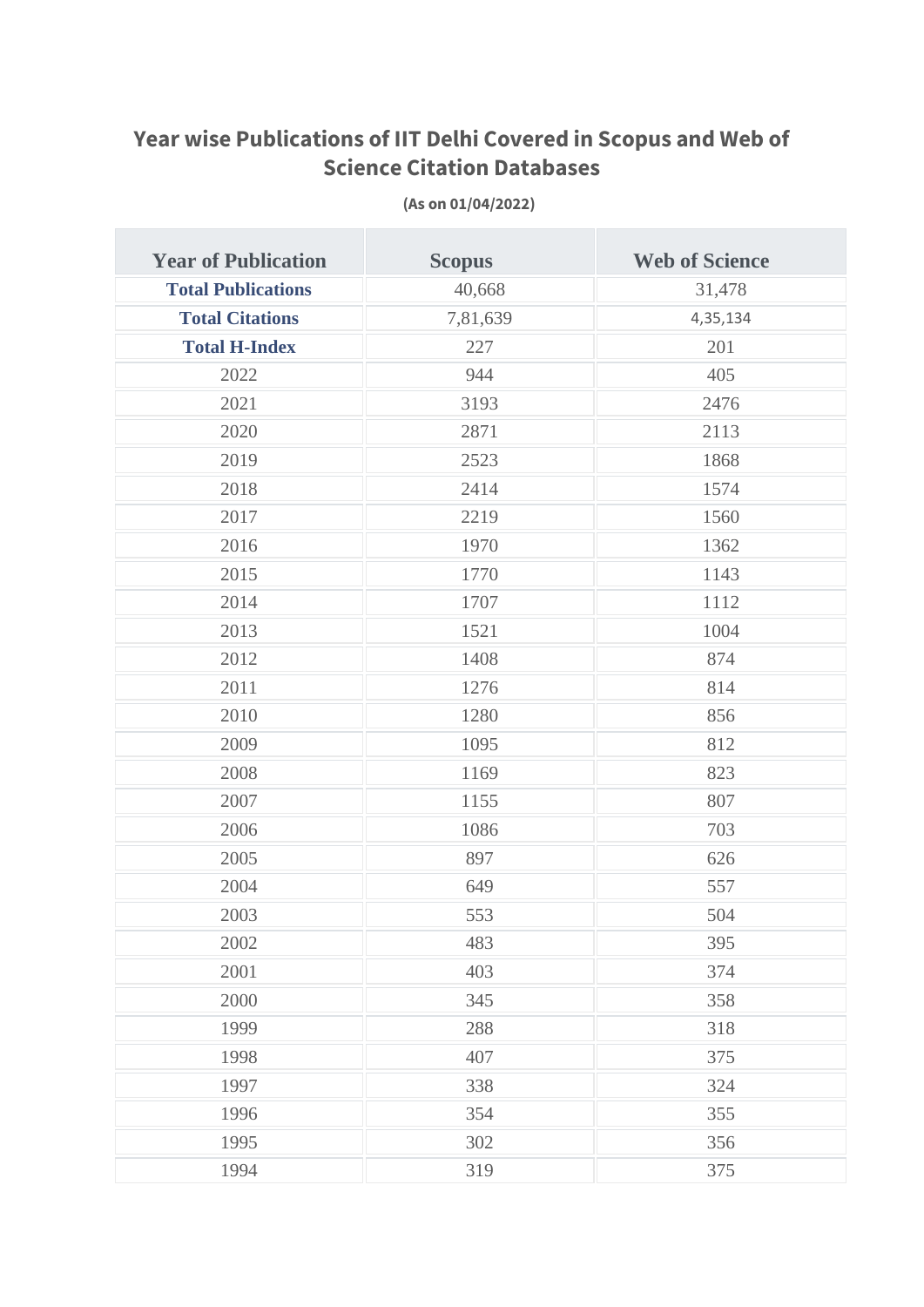# Year wise Publications of IIT Delhi Covered in Scopus and Web of Science Citation Databases

**(As on 01/04/2022)**

| Year of Publication | Scopus | Web of Science |
|---|---|---|
| **Total Publications** | 40,668 | 31,478 |
| **Total Citations** | 7,81,639 | 4,35,134 |
| **Total H-Index** | 227 | 201 |
| 2022 | 944 | 405 |
| 2021 | 3193 | 2476 |
| 2020 | 2871 | 2113 |
| 2019 | 2523 | 1868 |
| 2018 | 2414 | 1574 |
| 2017 | 2219 | 1560 |
| 2016 | 1970 | 1362 |
| 2015 | 1770 | 1143 |
| 2014 | 1707 | 1112 |
| 2013 | 1521 | 1004 |
| 2012 | 1408 | 874 |
| 2011 | 1276 | 814 |
| 2010 | 1280 | 856 |
| 2009 | 1095 | 812 |
| 2008 | 1169 | 823 |
| 2007 | 1155 | 807 |
| 2006 | 1086 | 703 |
| 2005 | 897 | 626 |
| 2004 | 649 | 557 |
| 2003 | 553 | 504 |
| 2002 | 483 | 395 |
| 2001 | 403 | 374 |
| 2000 | 345 | 358 |
| 1999 | 288 | 318 |
| 1998 | 407 | 375 |
| 1997 | 338 | 324 |
| 1996 | 354 | 355 |
| 1995 | 302 | 356 |
| 1994 | 319 | 375 |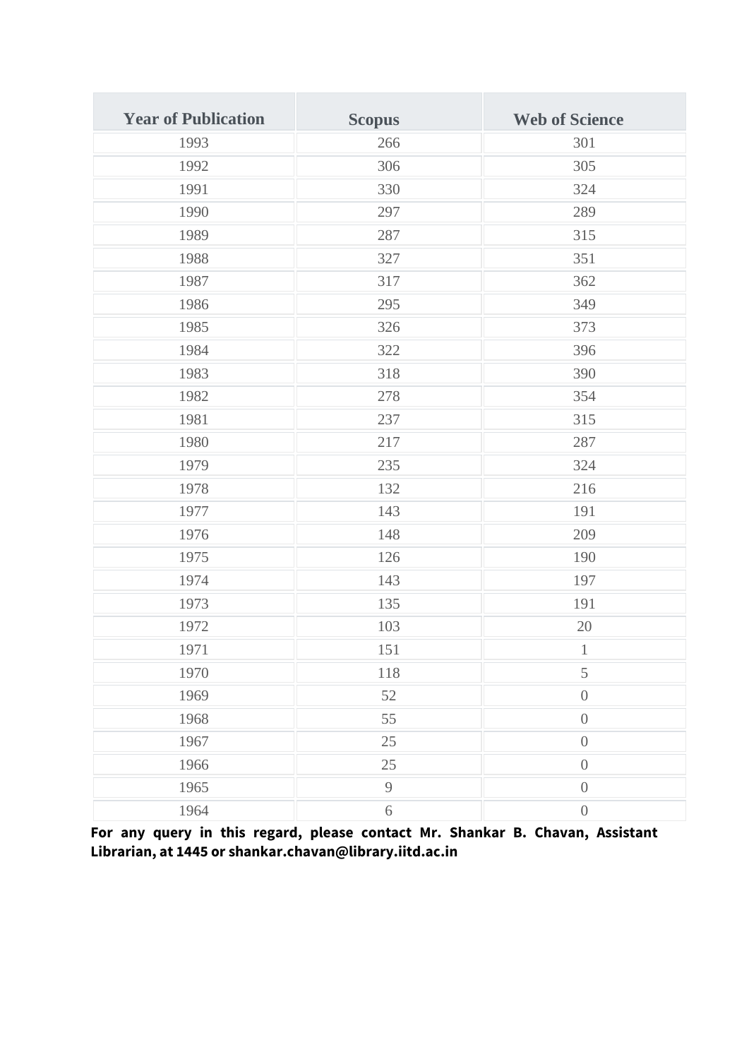| Year of Publication | Scopus | Web of Science |
| --- | --- | --- |
| 1993 | 266 | 301 |
| 1992 | 306 | 305 |
| 1991 | 330 | 324 |
| 1990 | 297 | 289 |
| 1989 | 287 | 315 |
| 1988 | 327 | 351 |
| 1987 | 317 | 362 |
| 1986 | 295 | 349 |
| 1985 | 326 | 373 |
| 1984 | 322 | 396 |
| 1983 | 318 | 390 |
| 1982 | 278 | 354 |
| 1981 | 237 | 315 |
| 1980 | 217 | 287 |
| 1979 | 235 | 324 |
| 1978 | 132 | 216 |
| 1977 | 143 | 191 |
| 1976 | 148 | 209 |
| 1975 | 126 | 190 |
| 1974 | 143 | 197 |
| 1973 | 135 | 191 |
| 1972 | 103 | 20 |
| 1971 | 151 | 1 |
| 1970 | 118 | 5 |
| 1969 | 52 | 0 |
| 1968 | 55 | 0 |
| 1967 | 25 | 0 |
| 1966 | 25 | 0 |
| 1965 | 9 | 0 |
| 1964 | 6 | 0 |

**For any query in this regard, please contact Mr. Shankar B. Chavan, Assistant Librarian, at 1445 or shankar.chavan@library.iitd.ac.in**